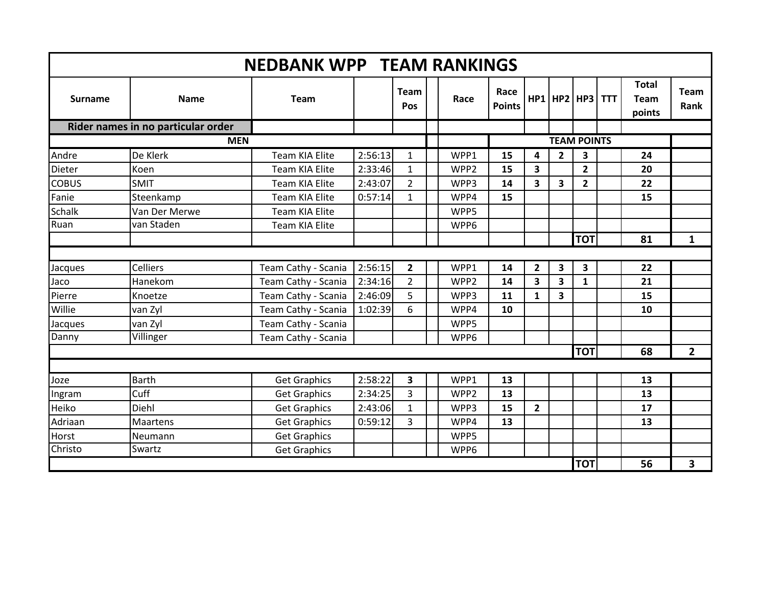# NEDBANK WPP TEAM RANKINGS

| Surname | Name | Team | | Team Pos | | Race | Race Points | HP1 | HP2 | HP3 | TTT | Total Team points | Team Rank |
|---|---|---|---|---|---|---|---|---|---|---|---|---|---|
| **Rider names in no particular order** | | | | | | | | | | | | | |
| **MEN** | | | | | | | **TEAM POINTS** | | | | | | |
| Andre | De Klerk | Team KIA Elite | 2:56:13 | 1 | | WPP1 | **15** | **4** | **2** | **3** | | **24** | |
| Dieter | Koen | Team KIA Elite | 2:33:46 | 1 | | WPP2 | **15** | **3** | | **2** | | **20** | |
| COBUS | SMIT | Team KIA Elite | 2:43:07 | 2 | | WPP3 | **14** | **3** | **3** | **2** | | **22** | |
| Fanie | Steenkamp | Team KIA Elite | 0:57:14 | 1 | | WPP4 | **15** | | | | | **15** | |
| Schalk | Van Der Merwe | Team KIA Elite | | | | WPP5 | | | | | | | |
| Ruan | van Staden | Team KIA Elite | | | | WPP6 | | | | | | | |
| | | | | | | | | | | **TOT** | | **81** | **1** |
| | | | | | | | | | | | | | |
| Jacques | Celliers | Team Cathy - Scania | 2:56:15 | **2** | | WPP1 | **14** | **2** | **3** | **3** | | **22** | |
| Jaco | Hanekom | Team Cathy - Scania | 2:34:16 | 2 | | WPP2 | **14** | **3** | **3** | **1** | | **21** | |
| Pierre | Knoetze | Team Cathy - Scania | 2:46:09 | 5 | | WPP3 | **11** | **1** | **3** | | | **15** | |
| Willie | van Zyl | Team Cathy - Scania | 1:02:39 | 6 | | WPP4 | **10** | | | | | **10** | |
| Jacques | van Zyl | Team Cathy - Scania | | | | WPP5 | | | | | | | |
| Danny | Villinger | Team Cathy - Scania | | | | WPP6 | | | | | | | |
| | | | | | | | | | | **TOT** | | **68** | **2** |
| | | | | | | | | | | | | | |
| Joze | Barth | Get Graphics | 2:58:22 | **3** | | WPP1 | **13** | | | | | **13** | |
| Ingram | Cuff | Get Graphics | 2:34:25 | 3 | | WPP2 | **13** | | | | | **13** | |
| Heiko | Diehl | Get Graphics | 2:43:06 | 1 | | WPP3 | **15** | **2** | | | | **17** | |
| Adriaan | Maartens | Get Graphics | 0:59:12 | 3 | | WPP4 | **13** | | | | | **13** | |
| Horst | Neumann | Get Graphics | | | | WPP5 | | | | | | | |
| Christo | Swartz | Get Graphics | | | | WPP6 | | | | | | | |
| | | | | | | | | | | **TOT** | | **56** | **3** |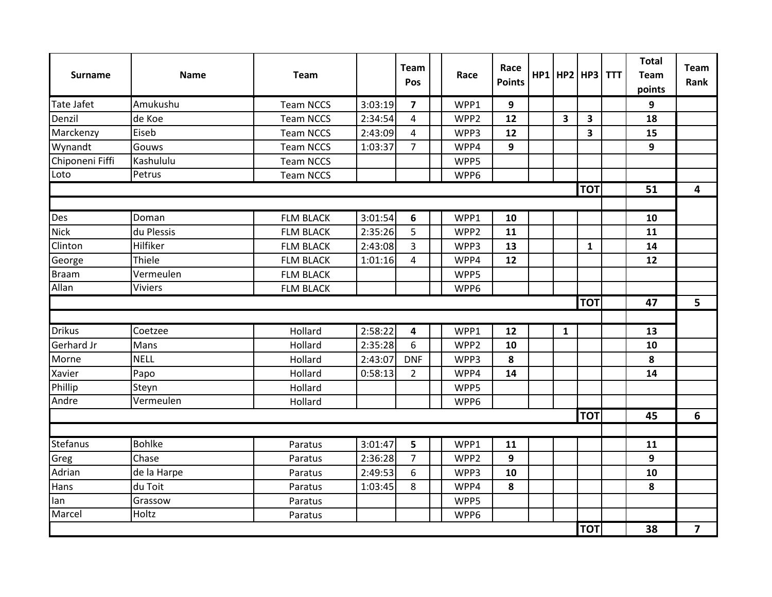| Surname | Name | Team | | Team Pos | | Race | Race Points | HP1 | HP2 | HP3 | TTT | Total Team points | Team Rank |
|---|---|---|---|---|---|---|---|---|---|---|---|---|---|
| Tate Jafet | Amukushu | Team NCCS | 3:03:19 | **7** | | WPP1 | **9** | | | | | **9** | |
| Denzil | de Koe | Team NCCS | 2:34:54 | 4 | | WPP2 | **12** | | **3** | **3** | | **18** | |
| Marckenzy | Eiseb | Team NCCS | 2:43:09 | 4 | | WPP3 | **12** | | | **3** | | **15** | |
| Wynandt | Gouws | Team NCCS | 1:03:37 | 7 | | WPP4 | **9** | | | | | **9** | |
| Chiponeni Fiffi | Kashululu | Team NCCS | | | | WPP5 | | | | | | | |
| Loto | Petrus | Team NCCS | | | | WPP6 | | | | | | | |
| | | | | | | | | | | **TOT** | | **51** | **4** |
| | | | | | | | | | | | | | |
| Des | Doman | FLM BLACK | 3:01:54 | **6** | | WPP1 | **10** | | | | | **10** | |
| Nick | du Plessis | FLM BLACK | 2:35:26 | 5 | | WPP2 | **11** | | | | | **11** | |
| Clinton | Hilfiker | FLM BLACK | 2:43:08 | 3 | | WPP3 | **13** | | | **1** | | **14** | |
| George | Thiele | FLM BLACK | 1:01:16 | 4 | | WPP4 | **12** | | | | | **12** | |
| Braam | Vermeulen | FLM BLACK | | | | WPP5 | | | | | | | |
| Allan | Viviers | FLM BLACK | | | | WPP6 | | | | | | | |
| | | | | | | | | | | **TOT** | | **47** | **5** |
| | | | | | | | | | | | | | |
| Drikus | Coetzee | Hollard | 2:58:22 | **4** | | WPP1 | **12** | | **1** | | | **13** | |
| Gerhard Jr | Mans | Hollard | 2:35:28 | 6 | | WPP2 | **10** | | | | | **10** | |
| Morne | NELL | Hollard | 2:43:07 | DNF | | WPP3 | **8** | | | | | **8** | |
| Xavier | Papo | Hollard | 0:58:13 | 2 | | WPP4 | **14** | | | | | **14** | |
| Phillip | Steyn | Hollard | | | | WPP5 | | | | | | | |
| Andre | Vermeulen | Hollard | | | | WPP6 | | | | | | | |
| | | | | | | | | | | **TOT** | | **45** | **6** |
| | | | | | | | | | | | | | |
| Stefanus | Bohlke | Paratus | 3:01:47 | **5** | | WPP1 | **11** | | | | | **11** | |
| Greg | Chase | Paratus | 2:36:28 | 7 | | WPP2 | **9** | | | | | **9** | |
| Adrian | de la Harpe | Paratus | 2:49:53 | 6 | | WPP3 | **10** | | | | | **10** | |
| Hans | du Toit | Paratus | 1:03:45 | 8 | | WPP4 | **8** | | | | | **8** | |
| Ian | Grassow | Paratus | | | | WPP5 | | | | | | | |
| Marcel | Holtz | Paratus | | | | WPP6 | | | | | | | |
| | | | | | | | | | | **TOT** | | **38** | **7** |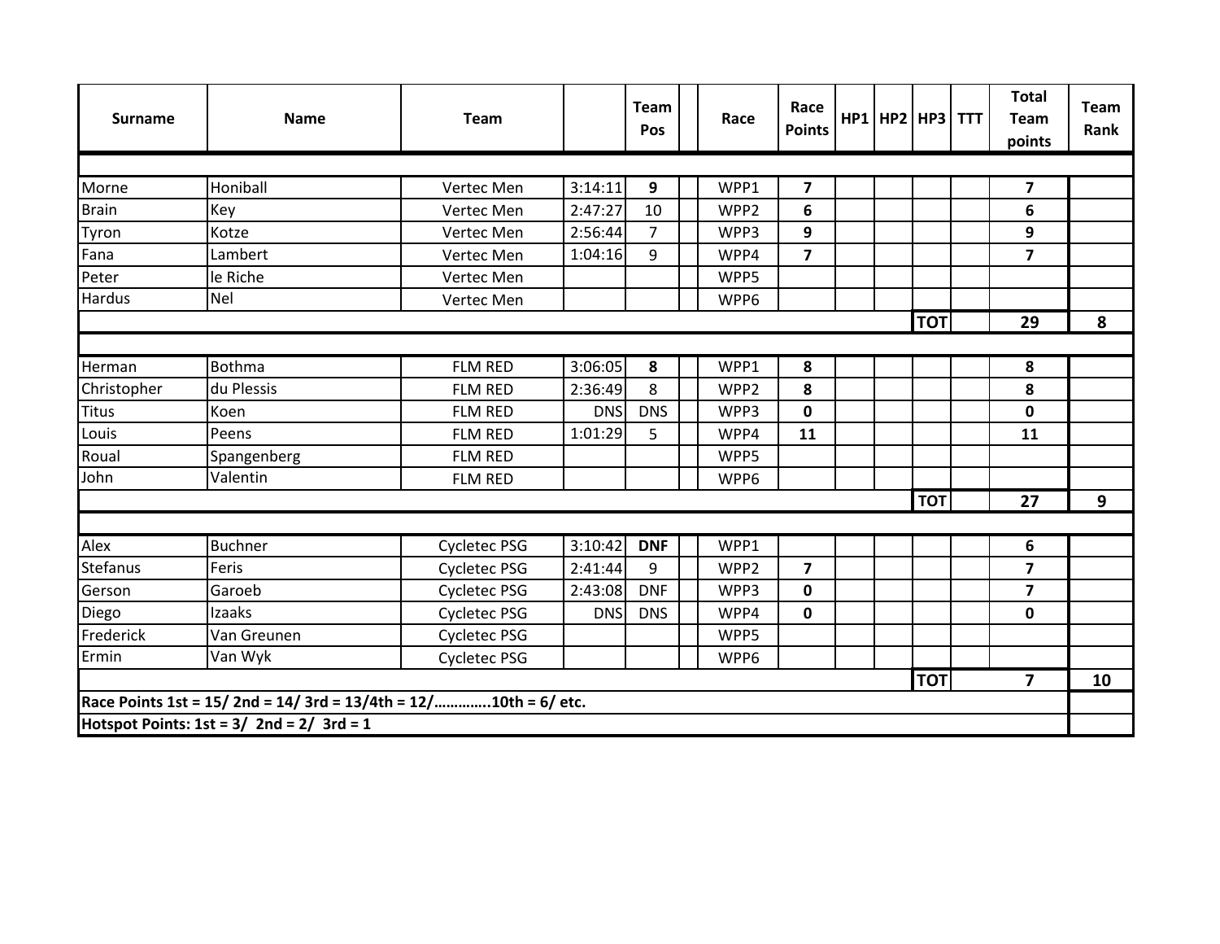| Surname | Name | Team | | Team Pos | | Race | Race Points | HP1 | HP2 | HP3 | TTT | Total Team points | Team Rank |
|---|---|---|---|---|---|---|---|---|---|---|---|---|---|
| | | | | | | | | | | | | | |
| Morne | Honiball | Vertec Men | 3:14:11 | **9** | | WPP1 | **7** | | | | | **7** | |
| Brain | Key | Vertec Men | 2:47:27 | 10 | | WPP2 | **6** | | | | | **6** | |
| Tyron | Kotze | Vertec Men | 2:56:44 | 7 | | WPP3 | **9** | | | | | **9** | |
| Fana | Lambert | Vertec Men | 1:04:16 | 9 | | WPP4 | **7** | | | | | **7** | |
| Peter | le Riche | Vertec Men | | | | WPP5 | | | | | | | |
| Hardus | Nel | Vertec Men | | | | WPP6 | | | | | | | |
| | | | | | | | | | | **TOT** | | **29** | **8** |
| | | | | | | | | | | | | | |
| Herman | Bothma | FLM RED | 3:06:05 | **8** | | WPP1 | **8** | | | | | **8** | |
| Christopher | du Plessis | FLM RED | 2:36:49 | 8 | | WPP2 | **8** | | | | | **8** | |
| Titus | Koen | FLM RED | DNS | DNS | | WPP3 | **0** | | | | | **0** | |
| Louis | Peens | FLM RED | 1:01:29 | 5 | | WPP4 | **11** | | | | | **11** | |
| Roual | Spangenberg | FLM RED | | | | WPP5 | | | | | | | |
| John | Valentin | FLM RED | | | | WPP6 | | | | | | | |
| | | | | | | | | | | **TOT** | | **27** | **9** |
| | | | | | | | | | | | | | |
| Alex | Buchner | Cycletec PSG | 3:10:42 | **DNF** | | WPP1 | | | | | | **6** | |
| Stefanus | Feris | Cycletec PSG | 2:41:44 | 9 | | WPP2 | **7** | | | | | **7** | |
| Gerson | Garoeb | Cycletec PSG | 2:43:08 | DNF | | WPP3 | **0** | | | | | **7** | |
| Diego | Izaaks | Cycletec PSG | DNS | DNS | | WPP4 | **0** | | | | | **0** | |
| Frederick | Van Greunen | Cycletec PSG | | | | WPP5 | | | | | | | |
| Ermin | Van Wyk | Cycletec PSG | | | | WPP6 | | | | | | | |
| | | | | | | | | | | **TOT** | | **7** | **10** |
| **Race Points 1st = 15/ 2nd = 14/ 3rd = 13/4th = 12/…………..10th = 6/ etc.** | | | | | | | | | | | | | |
| **Hotspot Points: 1st = 3/ 2nd = 2/ 3rd = 1** | | | | | | | | | | | | | |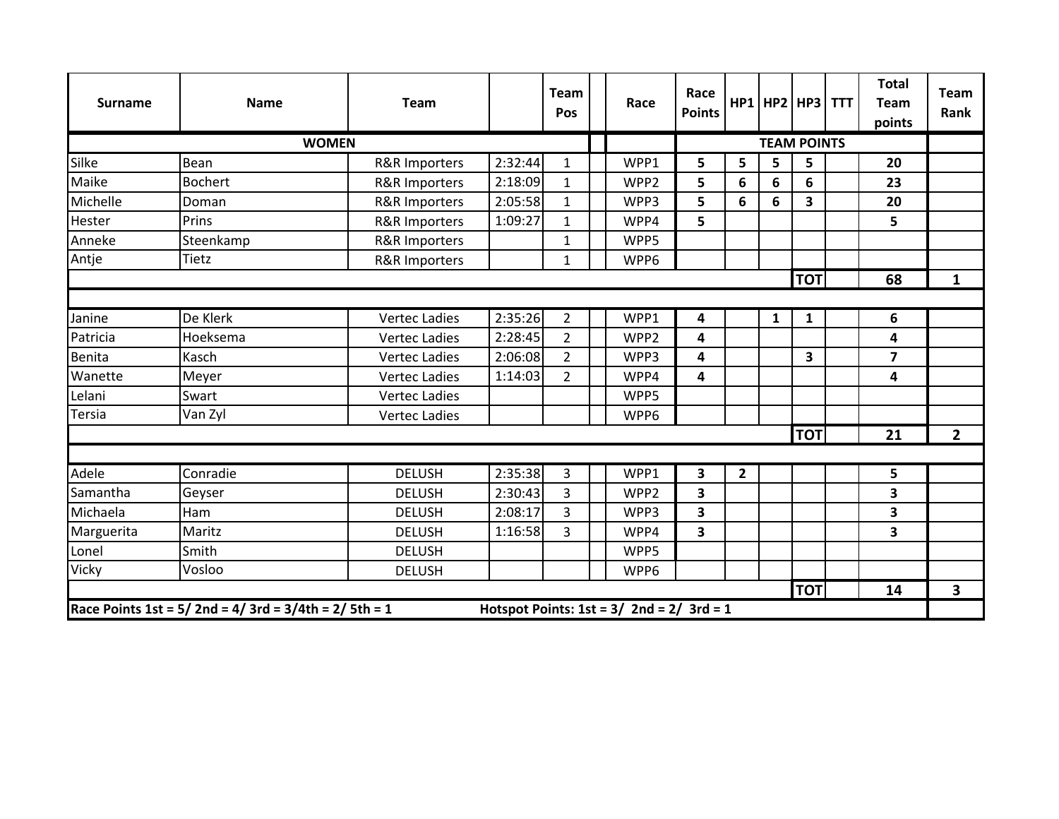| Surname | Name | Team | | Team Pos | | Race | Race Points | HP1 | HP2 | HP3 | TTT | Total Team points | Team Rank |
|---|---|---|---|---|---|---|---|---|---|---|---|---|---|
| WOMEN | | | | | | | TEAM POINTS | | | | | | |
| Silke | Bean | R&R Importers | 2:32:44 | 1 | | WPP1 | **5** | **5** | **5** | **5** | | **20** | |
| Maike | Bochert | R&R Importers | 2:18:09 | 1 | | WPP2 | **5** | **6** | **6** | **6** | | **23** | |
| Michelle | Doman | R&R Importers | 2:05:58 | 1 | | WPP3 | **5** | **6** | **6** | **3** | | **20** | |
| Hester | Prins | R&R Importers | 1:09:27 | 1 | | WPP4 | **5** | | | | | **5** | |
| Anneke | Steenkamp | R&R Importers | | 1 | | WPP5 | | | | | | | |
| Antje | Tietz | R&R Importers | | 1 | | WPP6 | | | | | | | |
| | | | | | | | | | | **TOT** | | **68** | **1** |
| | | | | | | | | | | | | | |
| Janine | De Klerk | Vertec Ladies | 2:35:26 | 2 | | WPP1 | **4** | | **1** | **1** | | **6** | |
| Patricia | Hoeksema | Vertec Ladies | 2:28:45 | 2 | | WPP2 | **4** | | | | | **4** | |
| Benita | Kasch | Vertec Ladies | 2:06:08 | 2 | | WPP3 | **4** | | | **3** | | **7** | |
| Wanette | Meyer | Vertec Ladies | 1:14:03 | 2 | | WPP4 | **4** | | | | | **4** | |
| Lelani | Swart | Vertec Ladies | | | | WPP5 | | | | | | | |
| Tersia | Van Zyl | Vertec Ladies | | | | WPP6 | | | | | | | |
| | | | | | | | | | | **TOT** | | **21** | **2** |
| | | | | | | | | | | | | | |
| Adele | Conradie | DELUSH | 2:35:38 | 3 | | WPP1 | **3** | **2** | | | | **5** | |
| Samantha | Geyser | DELUSH | 2:30:43 | 3 | | WPP2 | **3** | | | | | **3** | |
| Michaela | Ham | DELUSH | 2:08:17 | 3 | | WPP3 | **3** | | | | | **3** | |
| Marguerita | Maritz | DELUSH | 1:16:58 | 3 | | WPP4 | **3** | | | | | **3** | |
| Lonel | Smith | DELUSH | | | | WPP5 | | | | | | | |
| Vicky | Vosloo | DELUSH | | | | WPP6 | | | | | | | |
| | | | | | | | | | | **TOT** | | **14** | **3** |

**Race Points 1st = 5/ 2nd = 4/ 3rd = 3/4th = 2/ 5th = 1** **Hotspot Points: 1st = 3/ 2nd = 2/ 3rd = 1**